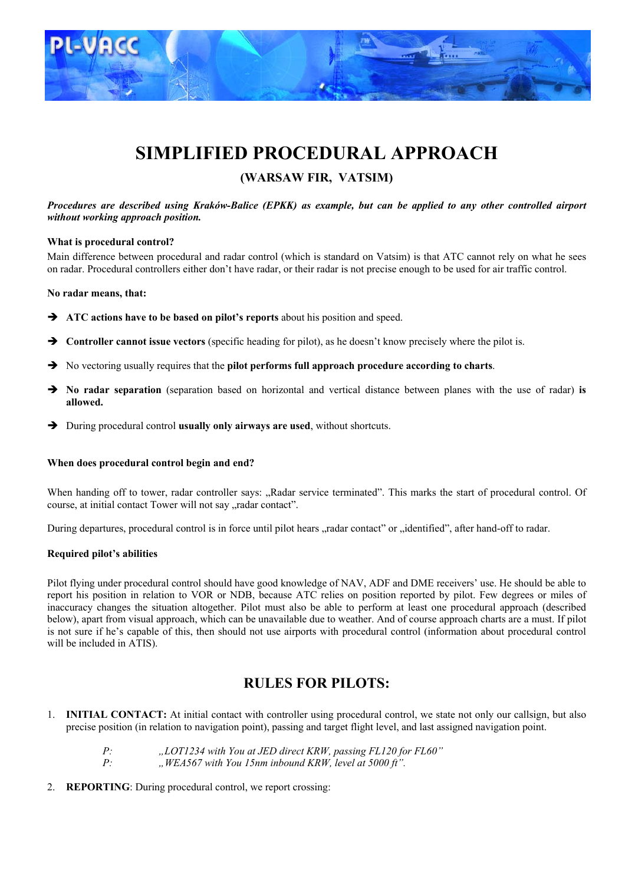# SIMPLIFIED PROCEDURAL APPROACH

## (WARSAW FIR, VATSIM)

***Procedures are described using Kraków-Balice (EPKK) as example, but can be applied to any other controlled airport without working approach position.***

**What is procedural control?**

Main difference between procedural and radar control (which is standard on Vatsim) is that ATC cannot rely on what he sees on radar. Procedural controllers either don't have radar, or their radar is not precise enough to be used for air traffic control.

**No radar means, that:**

- ➔ **ATC actions have to be based on pilot's reports** about his position and speed.
- ➔ **Controller cannot issue vectors** (specific heading for pilot), as he doesn't know precisely where the pilot is.
- ➔ No vectoring usually requires that the **pilot performs full approach procedure according to charts**.
- ➔ **No radar separation** (separation based on horizontal and vertical distance between planes with the use of radar) **is allowed.**
- ➔ During procedural control **usually only airways are used**, without shortcuts.

**When does procedural control begin and end?**

When handing off to tower, radar controller says: „Radar service terminated". This marks the start of procedural control. Of course, at initial contact Tower will not say „radar contact".

During departures, procedural control is in force until pilot hears „radar contact" or „identified", after hand-off to radar.

**Required pilot's abilities**

Pilot flying under procedural control should have good knowledge of NAV, ADF and DME receivers' use. He should be able to report his position in relation to VOR or NDB, because ATC relies on position reported by pilot. Few degrees or miles of inaccuracy changes the situation altogether. Pilot must also be able to perform at least one procedural approach (described below), apart from visual approach, which can be unavailable due to weather. And of course approach charts are a must. If pilot is not sure if he's capable of this, then should not use airports with procedural control (information about procedural control will be included in ATIS).

## RULES FOR PILOTS:

1. **INITIAL CONTACT:** At initial contact with controller using procedural control, we state not only our callsign, but also precise position (in relation to navigation point), passing and target flight level, and last assigned navigation point.

   *P:* *„LOT1234 with You at JED direct KRW, passing FL120 for FL60"*
   *P:* *„WEA567 with You 15nm inbound KRW, level at 5000 ft".*

2. **REPORTING**: During procedural control, we report crossing: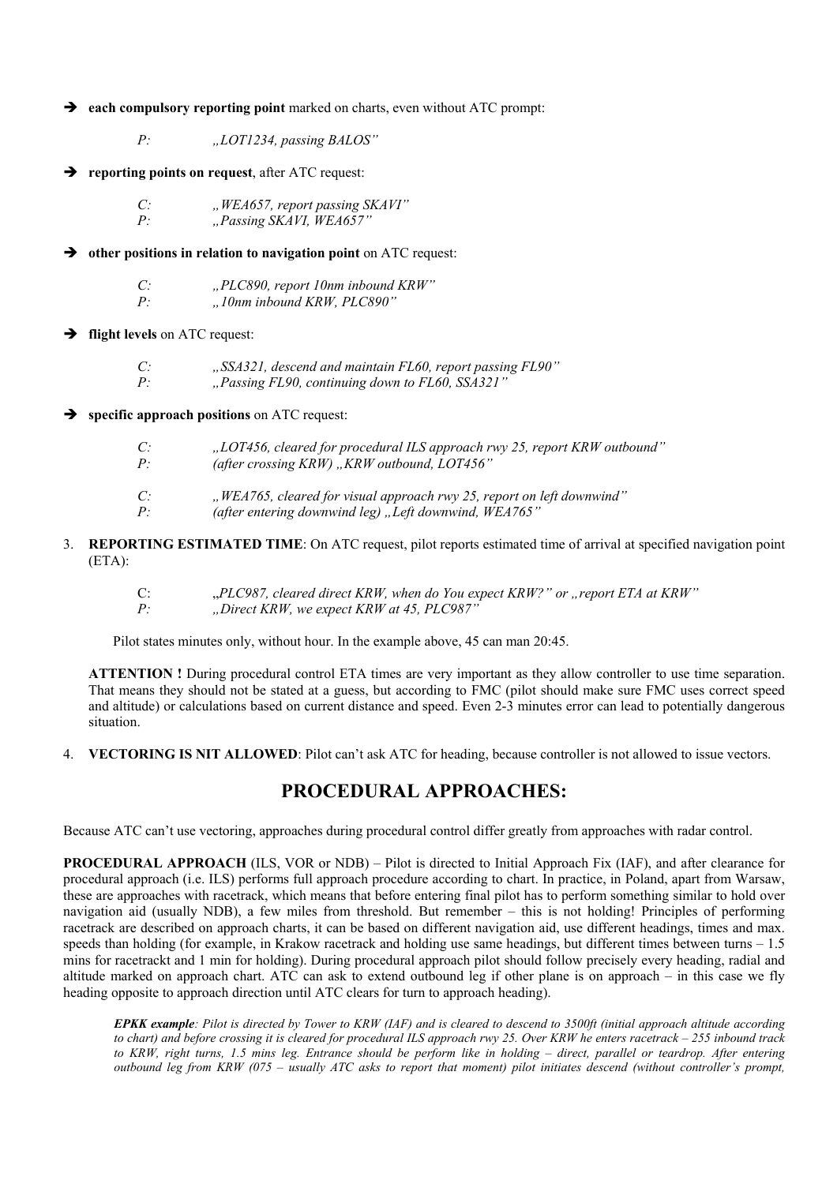➔ **each compulsory reporting point** marked on charts, even without ATC prompt:

> *P:* *„LOT1234, passing BALOS"*

➔ **reporting points on request**, after ATC request:

> *C:* *„WEA657, report passing SKAVI"*
> *P:* *„Passing SKAVI, WEA657"*

➔ **other positions in relation to navigation point** on ATC request:

> *C:* *„PLC890, report 10nm inbound KRW"*
> *P:* *„10nm inbound KRW, PLC890"*

➔ **flight levels** on ATC request:

> *C:* *„SSA321, descend and maintain FL60, report passing FL90"*
> *P:* *„Passing FL90, continuing down to FL60, SSA321"*

➔ **specific approach positions** on ATC request:

> *C:* *„LOT456, cleared for procedural ILS approach rwy 25, report KRW outbound"*
> *P:* *(after crossing KRW) „KRW outbound, LOT456"*
>
> *C:* *„WEA765, cleared for visual approach rwy 25, report on left downwind"*
> *P:* *(after entering downwind leg) „Left downwind, WEA765"*

3. **REPORTING ESTIMATED TIME**: On ATC request, pilot reports estimated time of arrival at specified navigation point (ETA):

   > C: *„PLC987, cleared direct KRW, when do You expect KRW?" or „report ETA at KRW"*
   > *P:* *„Direct KRW, we expect KRW at 45, PLC987"*

   Pilot states minutes only, without hour. In the example above, 45 can man 20:45.

   **ATTENTION !** During procedural control ETA times are very important as they allow controller to use time separation. That means they should not be stated at a guess, but according to FMC (pilot should make sure FMC uses correct speed and altitude) or calculations based on current distance and speed. Even 2-3 minutes error can lead to potentially dangerous situation.

4. **VECTORING IS NIT ALLOWED**: Pilot can't ask ATC for heading, because controller is not allowed to issue vectors.

## PROCEDURAL APPROACHES:

Because ATC can't use vectoring, approaches during procedural control differ greatly from approaches with radar control.

**PROCEDURAL APPROACH** (ILS, VOR or NDB) – Pilot is directed to Initial Approach Fix (IAF), and after clearance for procedural approach (i.e. ILS) performs full approach procedure according to chart. In practice, in Poland, apart from Warsaw, these are approaches with racetrack, which means that before entering final pilot has to perform something similar to hold over navigation aid (usually NDB), a few miles from threshold. But remember – this is not holding! Principles of performing racetrack are described on approach charts, it can be based on different navigation aid, use different headings, times and max. speeds than holding (for example, in Krakow racetrack and holding use same headings, but different times between turns – 1.5 mins for racetrackt and 1 min for holding). During procedural approach pilot should follow precisely every heading, radial and altitude marked on approach chart. ATC can ask to extend outbound leg if other plane is on approach – in this case we fly heading opposite to approach direction until ATC clears for turn to approach heading).

> ***EPKK example****: Pilot is directed by Tower to KRW (IAF) and is cleared to descend to 3500ft (initial approach altitude according to chart) and before crossing it is cleared for procedural ILS approach rwy 25. Over KRW he enters racetrack – 255 inbound track to KRW, right turns, 1.5 mins leg. Entrance should be perform like in holding – direct, parallel or teardrop. After entering outbound leg from KRW (075 – usually ATC asks to report that moment) pilot initiates descend (without controller's prompt,*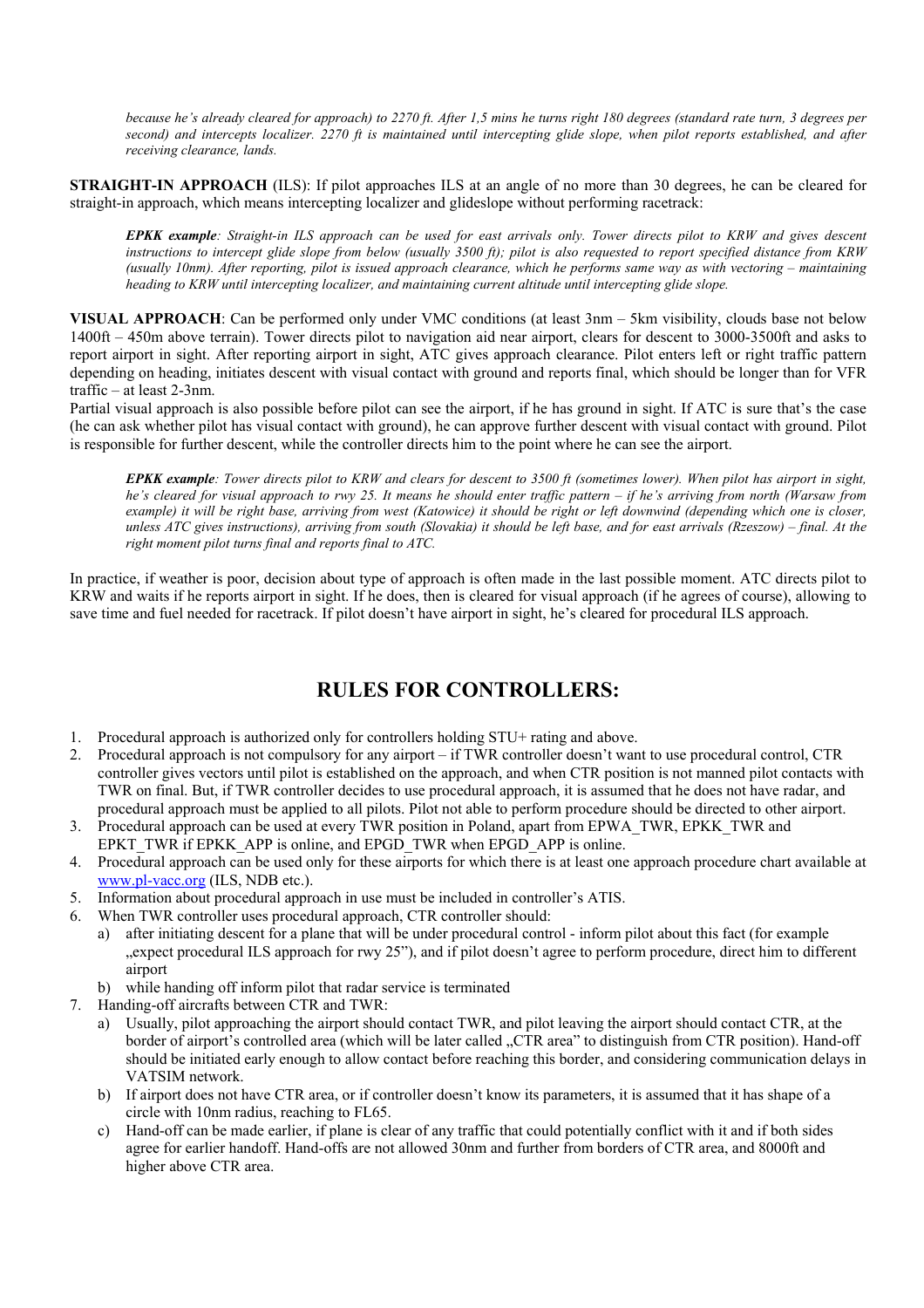*because he's already cleared for approach) to 2270 ft. After 1,5 mins he turns right 180 degrees (standard rate turn, 3 degrees per second) and intercepts localizer. 2270 ft is maintained until intercepting glide slope, when pilot reports established, and after receiving clearance, lands.*

**STRAIGHT-IN APPROACH** (ILS): If pilot approaches ILS at an angle of no more than 30 degrees, he can be cleared for straight-in approach, which means intercepting localizer and glideslope without performing racetrack:

> ***EPKK example****: Straight-in ILS approach can be used for east arrivals only. Tower directs pilot to KRW and gives descent instructions to intercept glide slope from below (usually 3500 ft); pilot is also requested to report specified distance from KRW (usually 10nm). After reporting, pilot is issued approach clearance, which he performs same way as with vectoring – maintaining heading to KRW until intercepting localizer, and maintaining current altitude until intercepting glide slope.*

**VISUAL APPROACH**: Can be performed only under VMC conditions (at least 3nm – 5km visibility, clouds base not below 1400ft – 450m above terrain). Tower directs pilot to navigation aid near airport, clears for descent to 3000-3500ft and asks to report airport in sight. After reporting airport in sight, ATC gives approach clearance. Pilot enters left or right traffic pattern depending on heading, initiates descent with visual contact with ground and reports final, which should be longer than for VFR traffic – at least 2-3nm.

Partial visual approach is also possible before pilot can see the airport, if he has ground in sight. If ATC is sure that's the case (he can ask whether pilot has visual contact with ground), he can approve further descent with visual contact with ground. Pilot is responsible for further descent, while the controller directs him to the point where he can see the airport.

> ***EPKK example****: Tower directs pilot to KRW and clears for descent to 3500 ft (sometimes lower). When pilot has airport in sight, he's cleared for visual approach to rwy 25. It means he should enter traffic pattern – if he's arriving from north (Warsaw from example) it will be right base, arriving from west (Katowice) it should be right or left downwind (depending which one is closer, unless ATC gives instructions), arriving from south (Slovakia) it should be left base, and for east arrivals (Rzeszow) – final. At the right moment pilot turns final and reports final to ATC.*

In practice, if weather is poor, decision about type of approach is often made in the last possible moment. ATC directs pilot to KRW and waits if he reports airport in sight. If he does, then is cleared for visual approach (if he agrees of course), allowing to save time and fuel needed for racetrack. If pilot doesn't have airport in sight, he's cleared for procedural ILS approach.

## RULES FOR CONTROLLERS:

1. Procedural approach is authorized only for controllers holding STU+ rating and above.
2. Procedural approach is not compulsory for any airport – if TWR controller doesn't want to use procedural control, CTR controller gives vectors until pilot is established on the approach, and when CTR position is not manned pilot contacts with TWR on final. But, if TWR controller decides to use procedural approach, it is assumed that he does not have radar, and procedural approach must be applied to all pilots. Pilot not able to perform procedure should be directed to other airport.
3. Procedural approach can be used at every TWR position in Poland, apart from EPWA_TWR, EPKK_TWR and EPKT_TWR if EPKK_APP is online, and EPGD_TWR when EPGD_APP is online.
4. Procedural approach can be used only for these airports for which there is at least one approach procedure chart available at www.pl-vacc.org (ILS, NDB etc.).
5. Information about procedural approach in use must be included in controller's ATIS.
6. When TWR controller uses procedural approach, CTR controller should:
   a) after initiating descent for a plane that will be under procedural control - inform pilot about this fact (for example „expect procedural ILS approach for rwy 25"), and if pilot doesn't agree to perform procedure, direct him to different airport
   b) while handing off inform pilot that radar service is terminated
7. Handing-off aircrafts between CTR and TWR:
   a) Usually, pilot approaching the airport should contact TWR, and pilot leaving the airport should contact CTR, at the border of airport's controlled area (which will be later called „CTR area" to distinguish from CTR position). Hand-off should be initiated early enough to allow contact before reaching this border, and considering communication delays in VATSIM network.
   b) If airport does not have CTR area, or if controller doesn't know its parameters, it is assumed that it has shape of a circle with 10nm radius, reaching to FL65.
   c) Hand-off can be made earlier, if plane is clear of any traffic that could potentially conflict with it and if both sides agree for earlier handoff. Hand-offs are not allowed 30nm and further from borders of CTR area, and 8000ft and higher above CTR area.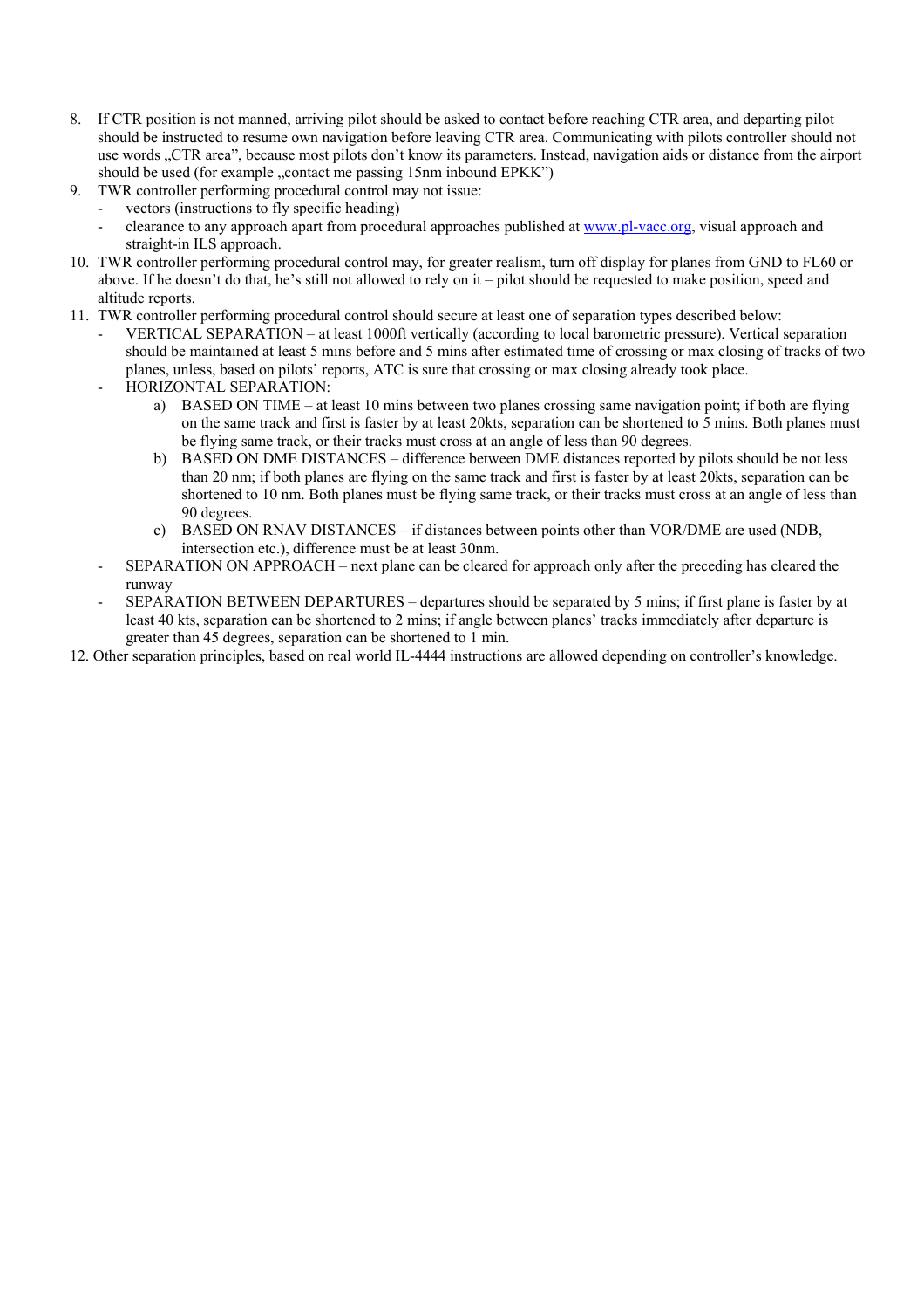8. If CTR position is not manned, arriving pilot should be asked to contact before reaching CTR area, and departing pilot should be instructed to resume own navigation before leaving CTR area. Communicating with pilots controller should not use words „CTR area", because most pilots don't know its parameters. Instead, navigation aids or distance from the airport should be used (for example „contact me passing 15nm inbound EPKK")
9. TWR controller performing procedural control may not issue:
   - vectors (instructions to fly specific heading)
   - clearance to any approach apart from procedural approaches published at www.pl-vacc.org, visual approach and straight-in ILS approach.
10. TWR controller performing procedural control may, for greater realism, turn off display for planes from GND to FL60 or above. If he doesn't do that, he's still not allowed to rely on it – pilot should be requested to make position, speed and altitude reports.
11. TWR controller performing procedural control should secure at least one of separation types described below:
    - VERTICAL SEPARATION – at least 1000ft vertically (according to local barometric pressure). Vertical separation should be maintained at least 5 mins before and 5 mins after estimated time of crossing or max closing of tracks of two planes, unless, based on pilots' reports, ATC is sure that crossing or max closing already took place.
    - HORIZONTAL SEPARATION:
      a) BASED ON TIME – at least 10 mins between two planes crossing same navigation point; if both are flying on the same track and first is faster by at least 20kts, separation can be shortened to 5 mins. Both planes must be flying same track, or their tracks must cross at an angle of less than 90 degrees.
      b) BASED ON DME DISTANCES – difference between DME distances reported by pilots should be not less than 20 nm; if both planes are flying on the same track and first is faster by at least 20kts, separation can be shortened to 10 nm. Both planes must be flying same track, or their tracks must cross at an angle of less than 90 degrees.
      c) BASED ON RNAV DISTANCES – if distances between points other than VOR/DME are used (NDB, intersection etc.), difference must be at least 30nm.
    - SEPARATION ON APPROACH – next plane can be cleared for approach only after the preceding has cleared the runway
    - SEPARATION BETWEEN DEPARTURES – departures should be separated by 5 mins; if first plane is faster by at least 40 kts, separation can be shortened to 2 mins; if angle between planes' tracks immediately after departure is greater than 45 degrees, separation can be shortened to 1 min.
12. Other separation principles, based on real world IL-4444 instructions are allowed depending on controller's knowledge.